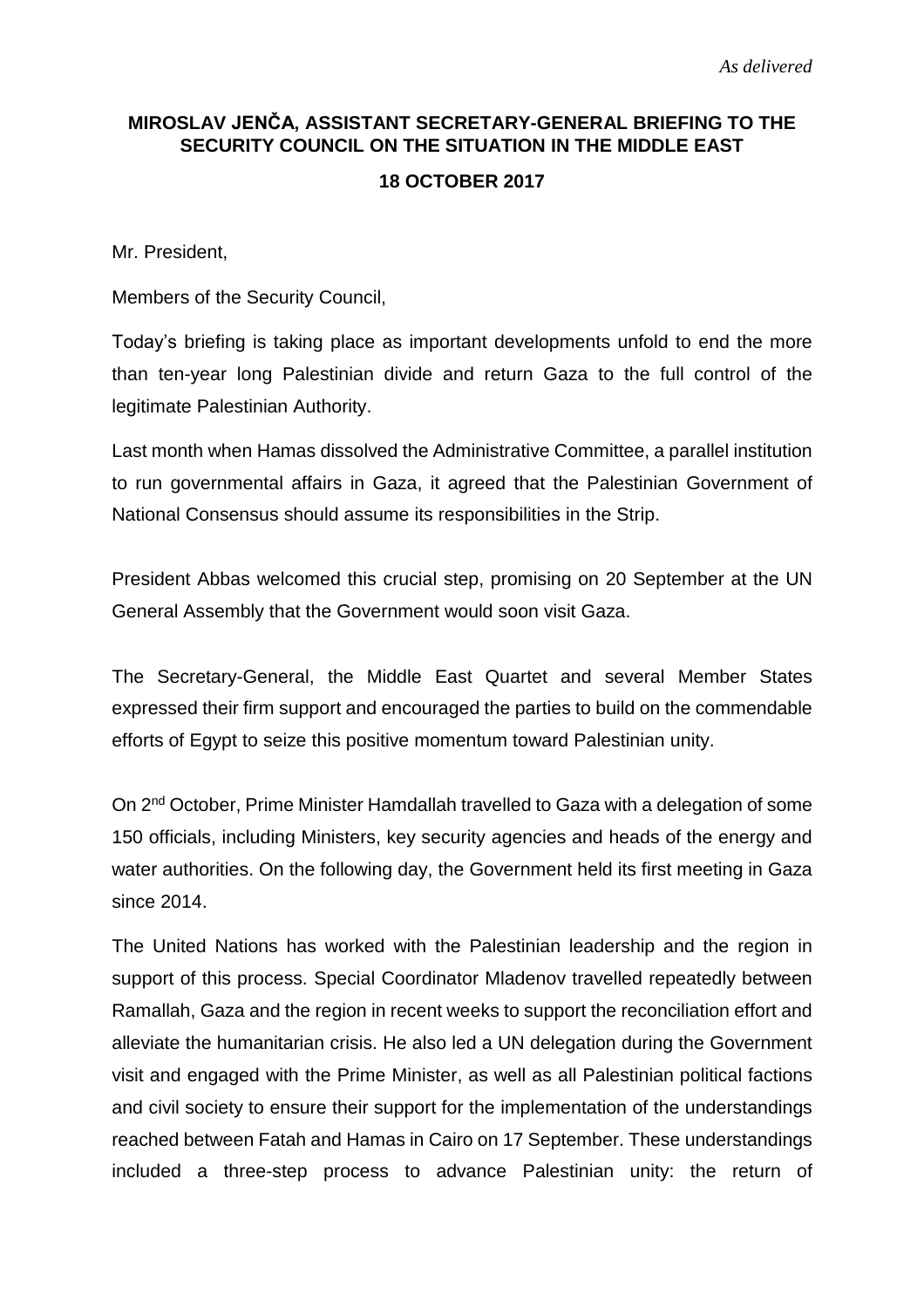*As delivered*

**MIROSLAV JENČA, ASSISTANT SECRETARY-GENERAL BRIEFING TO THE SECURITY COUNCIL ON THE SITUATION IN THE MIDDLE EAST**

**18 OCTOBER 2017**

Mr. President,

Members of the Security Council,

Today's briefing is taking place as important developments unfold to end the more than ten-year long Palestinian divide and return Gaza to the full control of the legitimate Palestinian Authority.

Last month when Hamas dissolved the Administrative Committee, a parallel institution to run governmental affairs in Gaza, it agreed that the Palestinian Government of National Consensus should assume its responsibilities in the Strip.

President Abbas welcomed this crucial step, promising on 20 September at the UN General Assembly that the Government would soon visit Gaza.

The Secretary-General, the Middle East Quartet and several Member States expressed their firm support and encouraged the parties to build on the commendable efforts of Egypt to seize this positive momentum toward Palestinian unity.

On 2nd October, Prime Minister Hamdallah travelled to Gaza with a delegation of some 150 officials, including Ministers, key security agencies and heads of the energy and water authorities. On the following day, the Government held its first meeting in Gaza since 2014.

The United Nations has worked with the Palestinian leadership and the region in support of this process. Special Coordinator Mladenov travelled repeatedly between Ramallah, Gaza and the region in recent weeks to support the reconciliation effort and alleviate the humanitarian crisis. He also led a UN delegation during the Government visit and engaged with the Prime Minister, as well as all Palestinian political factions and civil society to ensure their support for the implementation of the understandings reached between Fatah and Hamas in Cairo on 17 September. These understandings included a three-step process to advance Palestinian unity: the return of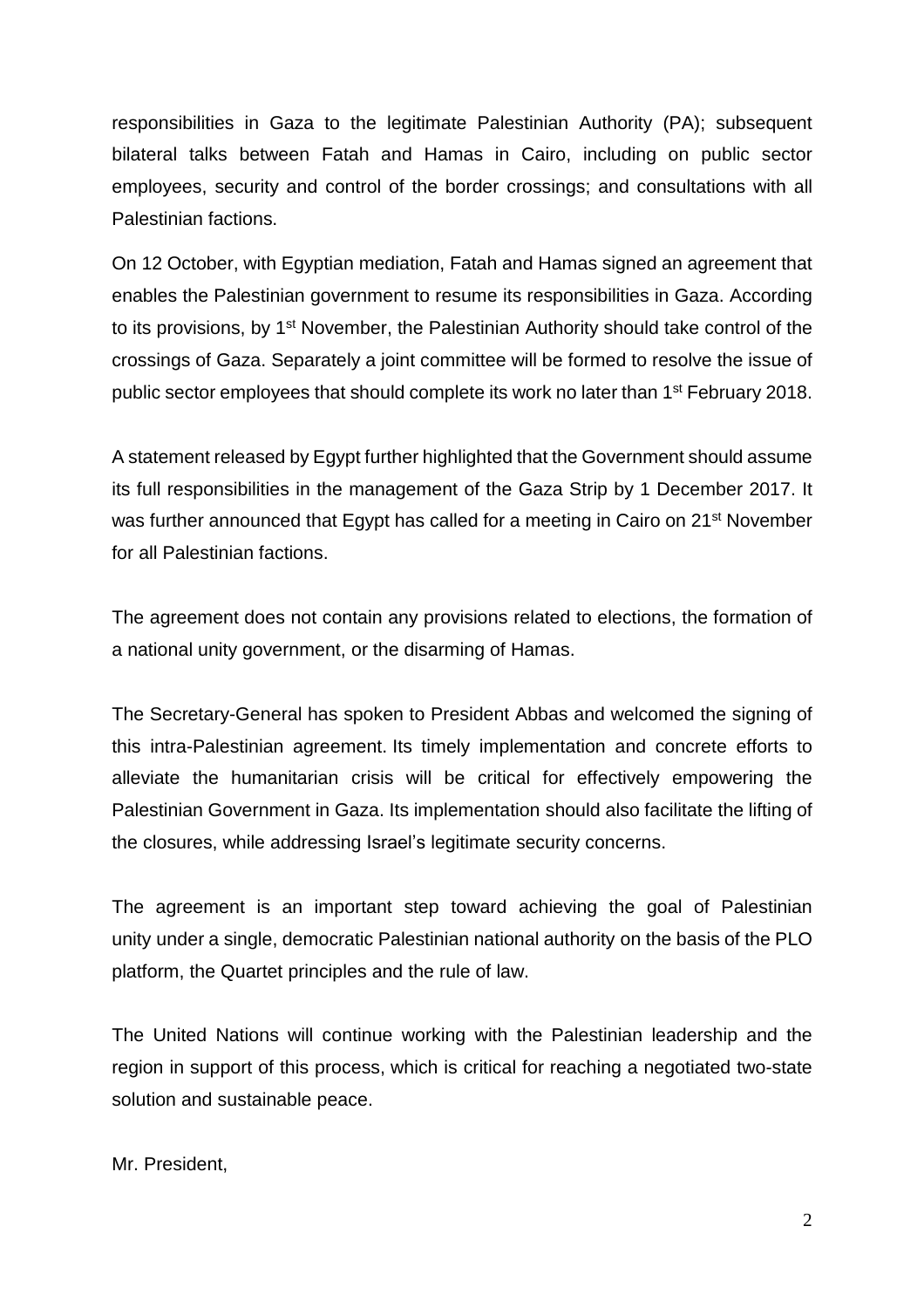responsibilities in Gaza to the legitimate Palestinian Authority (PA); subsequent bilateral talks between Fatah and Hamas in Cairo, including on public sector employees, security and control of the border crossings; and consultations with all Palestinian factions.

On 12 October, with Egyptian mediation, Fatah and Hamas signed an agreement that enables the Palestinian government to resume its responsibilities in Gaza. According to its provisions, by 1st November, the Palestinian Authority should take control of the crossings of Gaza. Separately a joint committee will be formed to resolve the issue of public sector employees that should complete its work no later than 1st February 2018.

A statement released by Egypt further highlighted that the Government should assume its full responsibilities in the management of the Gaza Strip by 1 December 2017. It was further announced that Egypt has called for a meeting in Cairo on 21st November for all Palestinian factions.

The agreement does not contain any provisions related to elections, the formation of a national unity government, or the disarming of Hamas.

The Secretary-General has spoken to President Abbas and welcomed the signing of this intra-Palestinian agreement. Its timely implementation and concrete efforts to alleviate the humanitarian crisis will be critical for effectively empowering the Palestinian Government in Gaza. Its implementation should also facilitate the lifting of the closures, while addressing Israel's legitimate security concerns.

The agreement is an important step toward achieving the goal of Palestinian unity under a single, democratic Palestinian national authority on the basis of the PLO platform, the Quartet principles and the rule of law.

The United Nations will continue working with the Palestinian leadership and the region in support of this process, which is critical for reaching a negotiated two-state solution and sustainable peace.

Mr. President,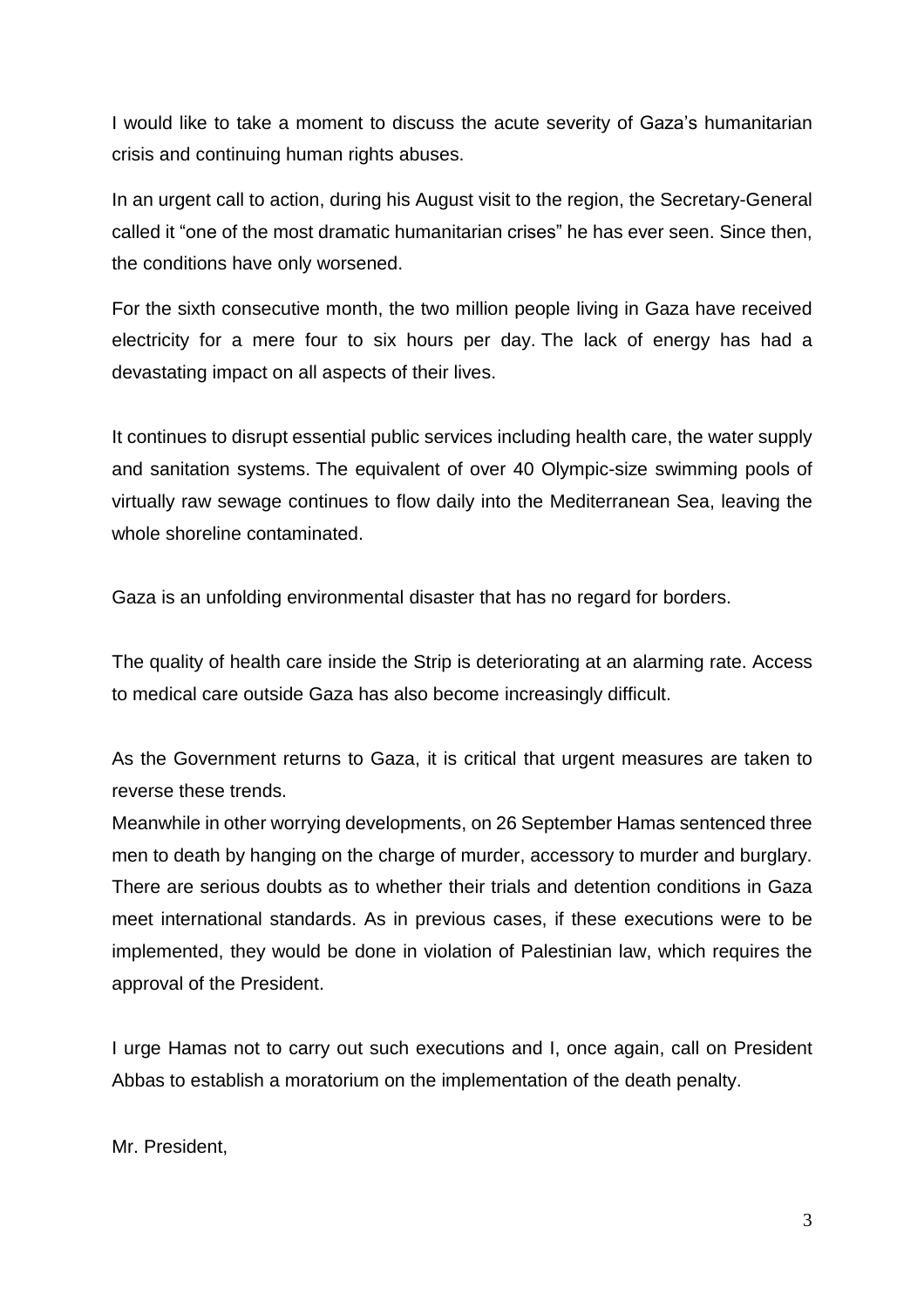I would like to take a moment to discuss the acute severity of Gaza's humanitarian crisis and continuing human rights abuses.

In an urgent call to action, during his August visit to the region, the Secretary-General called it "one of the most dramatic humanitarian crises" he has ever seen. Since then, the conditions have only worsened.

For the sixth consecutive month, the two million people living in Gaza have received electricity for a mere four to six hours per day. The lack of energy has had a devastating impact on all aspects of their lives.

It continues to disrupt essential public services including health care, the water supply and sanitation systems. The equivalent of over 40 Olympic-size swimming pools of virtually raw sewage continues to flow daily into the Mediterranean Sea, leaving the whole shoreline contaminated.

Gaza is an unfolding environmental disaster that has no regard for borders.

The quality of health care inside the Strip is deteriorating at an alarming rate. Access to medical care outside Gaza has also become increasingly difficult.

As the Government returns to Gaza, it is critical that urgent measures are taken to reverse these trends.

Meanwhile in other worrying developments, on 26 September Hamas sentenced three men to death by hanging on the charge of murder, accessory to murder and burglary. There are serious doubts as to whether their trials and detention conditions in Gaza meet international standards. As in previous cases, if these executions were to be implemented, they would be done in violation of Palestinian law, which requires the approval of the President.

I urge Hamas not to carry out such executions and I, once again, call on President Abbas to establish a moratorium on the implementation of the death penalty.

Mr. President,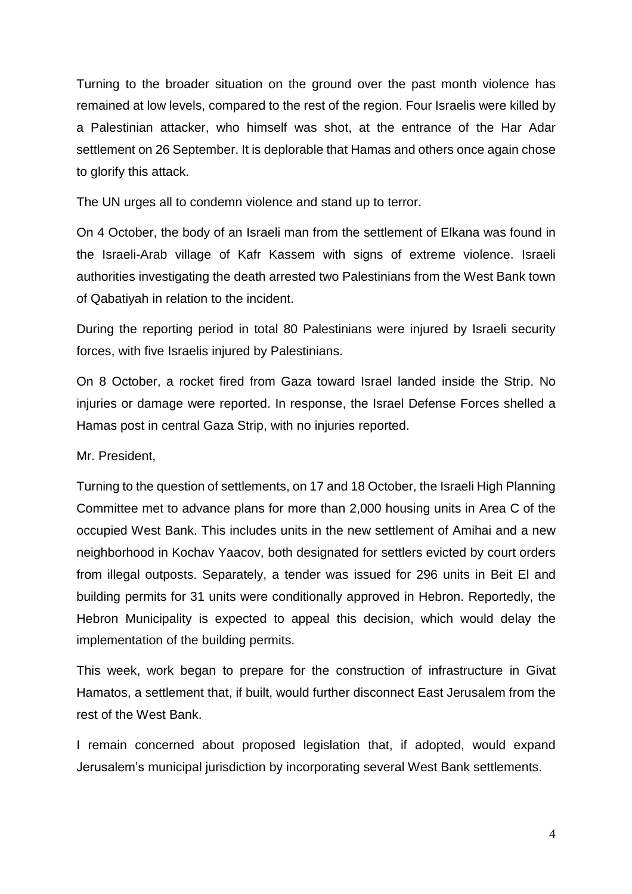Turning to the broader situation on the ground over the past month violence has remained at low levels, compared to the rest of the region. Four Israelis were killed by a Palestinian attacker, who himself was shot, at the entrance of the Har Adar settlement on 26 September. It is deplorable that Hamas and others once again chose to glorify this attack.

The UN urges all to condemn violence and stand up to terror.

On 4 October, the body of an Israeli man from the settlement of Elkana was found in the Israeli-Arab village of Kafr Kassem with signs of extreme violence. Israeli authorities investigating the death arrested two Palestinians from the West Bank town of Qabatiyah in relation to the incident.

During the reporting period in total 80 Palestinians were injured by Israeli security forces, with five Israelis injured by Palestinians.

On 8 October, a rocket fired from Gaza toward Israel landed inside the Strip. No injuries or damage were reported. In response, the Israel Defense Forces shelled a Hamas post in central Gaza Strip, with no injuries reported.

Mr. President,

Turning to the question of settlements, on 17 and 18 October, the Israeli High Planning Committee met to advance plans for more than 2,000 housing units in Area C of the occupied West Bank. This includes units in the new settlement of Amihai and a new neighborhood in Kochav Yaacov, both designated for settlers evicted by court orders from illegal outposts. Separately, a tender was issued for 296 units in Beit El and building permits for 31 units were conditionally approved in Hebron. Reportedly, the Hebron Municipality is expected to appeal this decision, which would delay the implementation of the building permits.

This week, work began to prepare for the construction of infrastructure in Givat Hamatos, a settlement that, if built, would further disconnect East Jerusalem from the rest of the West Bank.

I remain concerned about proposed legislation that, if adopted, would expand Jerusalem's municipal jurisdiction by incorporating several West Bank settlements.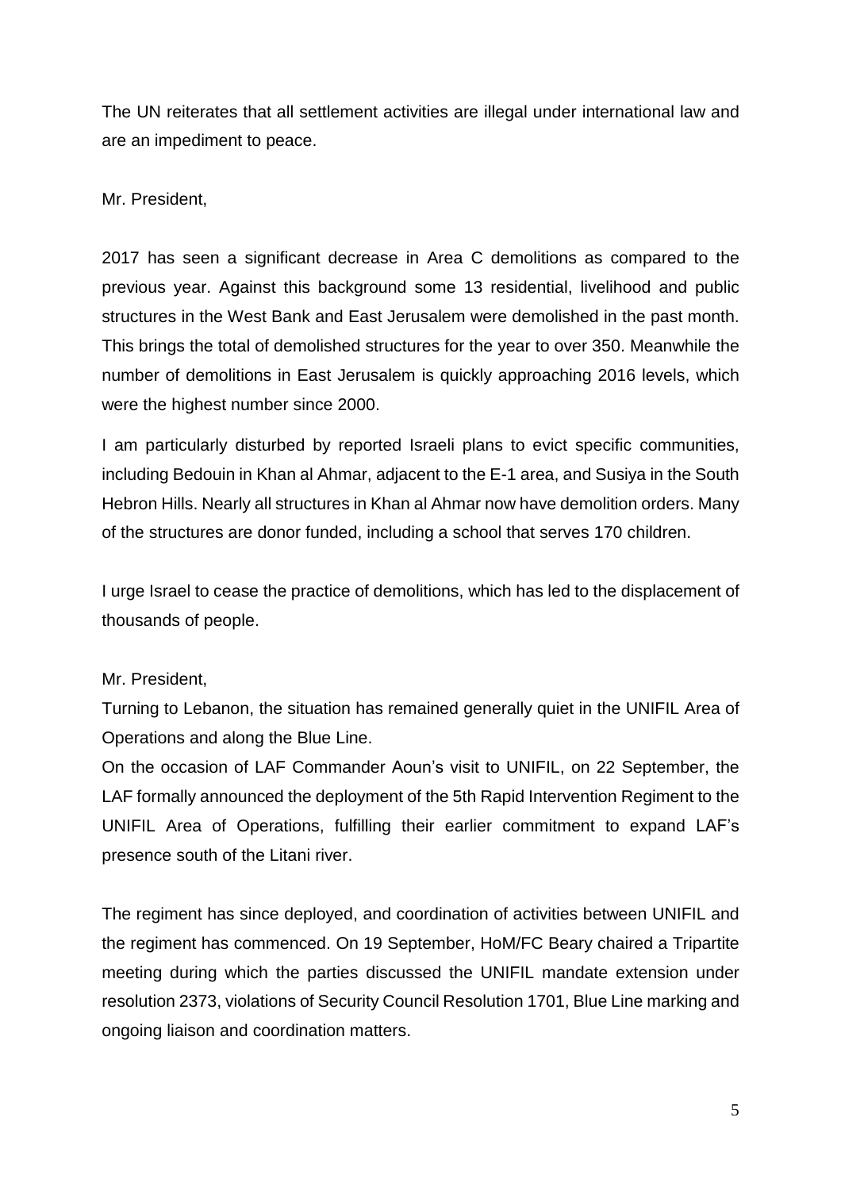The UN reiterates that all settlement activities are illegal under international law and are an impediment to peace.

Mr. President,

2017 has seen a significant decrease in Area C demolitions as compared to the previous year. Against this background some 13 residential, livelihood and public structures in the West Bank and East Jerusalem were demolished in the past month. This brings the total of demolished structures for the year to over 350. Meanwhile the number of demolitions in East Jerusalem is quickly approaching 2016 levels, which were the highest number since 2000.

I am particularly disturbed by reported Israeli plans to evict specific communities, including Bedouin in Khan al Ahmar, adjacent to the E-1 area, and Susiya in the South Hebron Hills. Nearly all structures in Khan al Ahmar now have demolition orders. Many of the structures are donor funded, including a school that serves 170 children.

I urge Israel to cease the practice of demolitions, which has led to the displacement of thousands of people.

Mr. President,

Turning to Lebanon, the situation has remained generally quiet in the UNIFIL Area of Operations and along the Blue Line.

On the occasion of LAF Commander Aoun's visit to UNIFIL, on 22 September, the LAF formally announced the deployment of the 5th Rapid Intervention Regiment to the UNIFIL Area of Operations, fulfilling their earlier commitment to expand LAF's presence south of the Litani river.

The regiment has since deployed, and coordination of activities between UNIFIL and the regiment has commenced. On 19 September, HoM/FC Beary chaired a Tripartite meeting during which the parties discussed the UNIFIL mandate extension under resolution 2373, violations of Security Council Resolution 1701, Blue Line marking and ongoing liaison and coordination matters.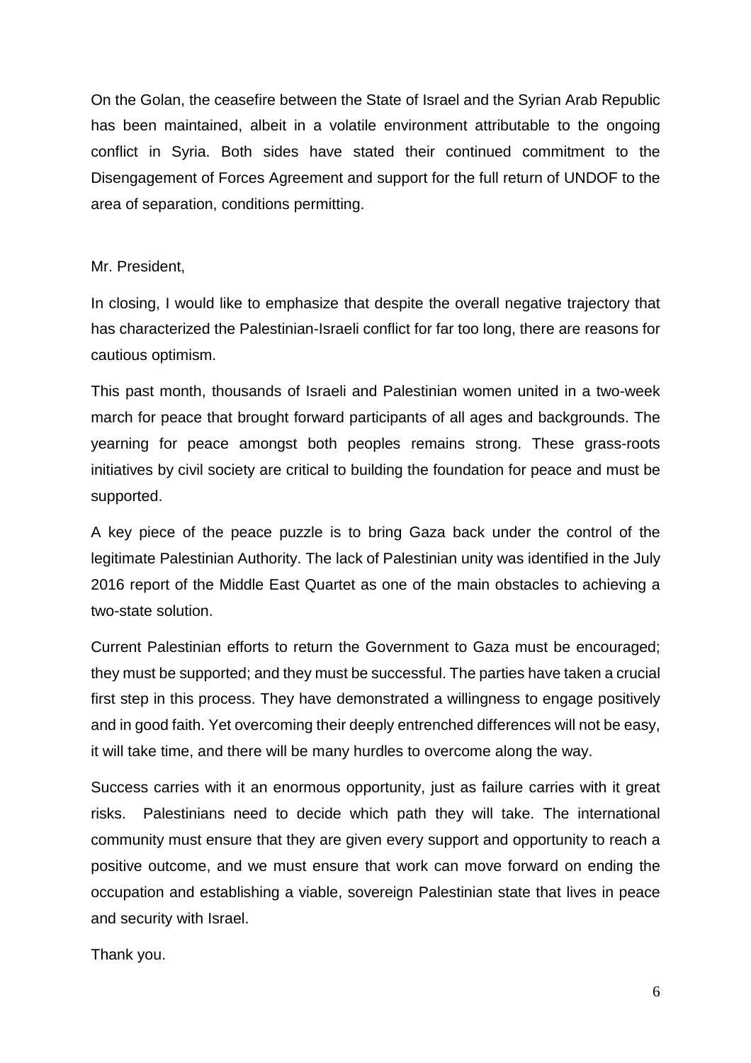On the Golan, the ceasefire between the State of Israel and the Syrian Arab Republic has been maintained, albeit in a volatile environment attributable to the ongoing conflict in Syria. Both sides have stated their continued commitment to the Disengagement of Forces Agreement and support for the full return of UNDOF to the area of separation, conditions permitting.

Mr. President,

In closing, I would like to emphasize that despite the overall negative trajectory that has characterized the Palestinian-Israeli conflict for far too long, there are reasons for cautious optimism.

This past month, thousands of Israeli and Palestinian women united in a two-week march for peace that brought forward participants of all ages and backgrounds. The yearning for peace amongst both peoples remains strong. These grass-roots initiatives by civil society are critical to building the foundation for peace and must be supported.

A key piece of the peace puzzle is to bring Gaza back under the control of the legitimate Palestinian Authority. The lack of Palestinian unity was identified in the July 2016 report of the Middle East Quartet as one of the main obstacles to achieving a two-state solution.

Current Palestinian efforts to return the Government to Gaza must be encouraged; they must be supported; and they must be successful. The parties have taken a crucial first step in this process. They have demonstrated a willingness to engage positively and in good faith. Yet overcoming their deeply entrenched differences will not be easy, it will take time, and there will be many hurdles to overcome along the way.

Success carries with it an enormous opportunity, just as failure carries with it great risks. Palestinians need to decide which path they will take. The international community must ensure that they are given every support and opportunity to reach a positive outcome, and we must ensure that work can move forward on ending the occupation and establishing a viable, sovereign Palestinian state that lives in peace and security with Israel.

Thank you.